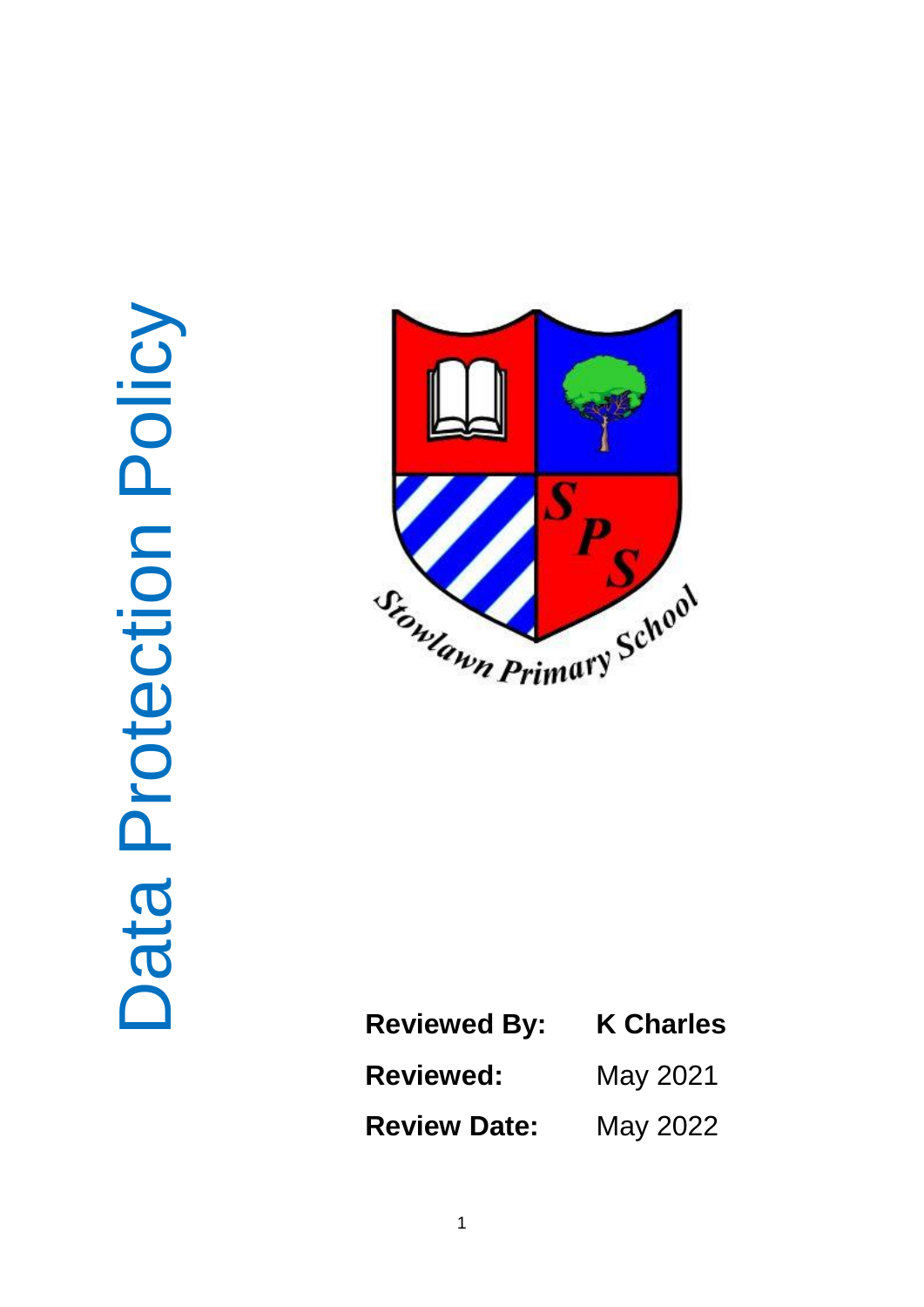# Data Protection Policy

Stowlawn Primary School

| | |
|---|---|
| **Reviewed By:** | **K Charles** |
| **Reviewed:** | May 2021 |
| **Review Date:** | May 2022 |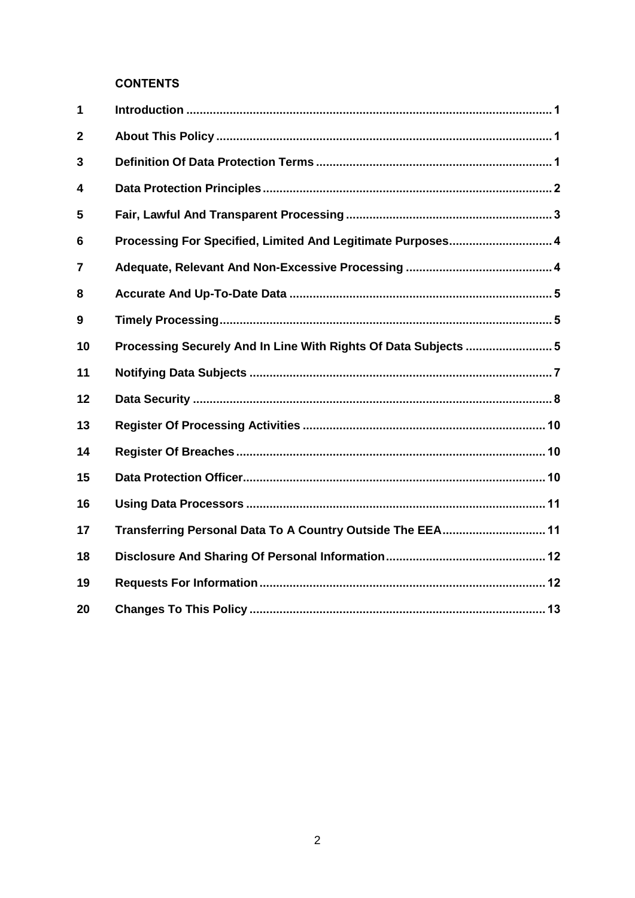**CONTENTS**

| | | |
|---|---|---|
| 1 | Introduction | 1 |
| 2 | About This Policy | 1 |
| 3 | Definition Of Data Protection Terms | 1 |
| 4 | Data Protection Principles | 2 |
| 5 | Fair, Lawful And Transparent Processing | 3 |
| 6 | Processing For Specified, Limited And Legitimate Purposes | 4 |
| 7 | Adequate, Relevant And Non-Excessive Processing | 4 |
| 8 | Accurate And Up-To-Date Data | 5 |
| 9 | Timely Processing | 5 |
| 10 | Processing Securely And In Line With Rights Of Data Subjects | 5 |
| 11 | Notifying Data Subjects | 7 |
| 12 | Data Security | 8 |
| 13 | Register Of Processing Activities | 10 |
| 14 | Register Of Breaches | 10 |
| 15 | Data Protection Officer | 10 |
| 16 | Using Data Processors | 11 |
| 17 | Transferring Personal Data To A Country Outside The EEA | 11 |
| 18 | Disclosure And Sharing Of Personal Information | 12 |
| 19 | Requests For Information | 12 |
| 20 | Changes To This Policy | 13 |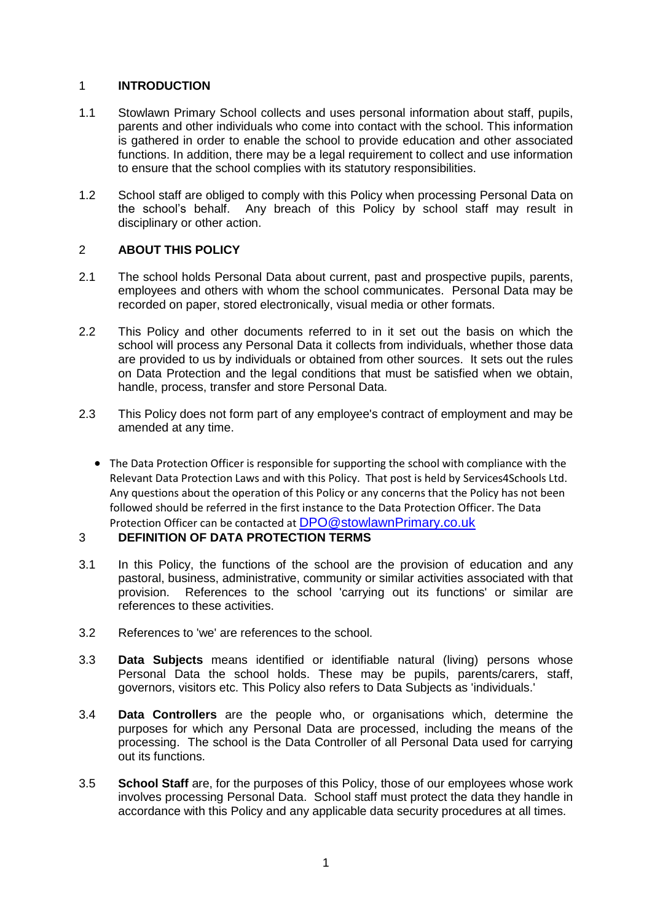## 1 INTRODUCTION

1.1 Stowlawn Primary School collects and uses personal information about staff, pupils, parents and other individuals who come into contact with the school. This information is gathered in order to enable the school to provide education and other associated functions. In addition, there may be a legal requirement to collect and use information to ensure that the school complies with its statutory responsibilities.

1.2 School staff are obliged to comply with this Policy when processing Personal Data on the school's behalf. Any breach of this Policy by school staff may result in disciplinary or other action.

## 2 ABOUT THIS POLICY

2.1 The school holds Personal Data about current, past and prospective pupils, parents, employees and others with whom the school communicates. Personal Data may be recorded on paper, stored electronically, visual media or other formats.

2.2 This Policy and other documents referred to in it set out the basis on which the school will process any Personal Data it collects from individuals, whether those data are provided to us by individuals or obtained from other sources. It sets out the rules on Data Protection and the legal conditions that must be satisfied when we obtain, handle, process, transfer and store Personal Data.

2.3 This Policy does not form part of any employee's contract of employment and may be amended at any time.

- The Data Protection Officer is responsible for supporting the school with compliance with the Relevant Data Protection Laws and with this Policy. That post is held by Services4Schools Ltd. Any questions about the operation of this Policy or any concerns that the Policy has not been followed should be referred in the first instance to the Data Protection Officer. The Data Protection Officer can be contacted at DPO@stowlawnPrimary.co.uk

## 3 DEFINITION OF DATA PROTECTION TERMS

3.1 In this Policy, the functions of the school are the provision of education and any pastoral, business, administrative, community or similar activities associated with that provision. References to the school 'carrying out its functions' or similar are references to these activities.

3.2 References to 'we' are references to the school.

3.3 **Data Subjects** means identified or identifiable natural (living) persons whose Personal Data the school holds. These may be pupils, parents/carers, staff, governors, visitors etc. This Policy also refers to Data Subjects as 'individuals.'

3.4 **Data Controllers** are the people who, or organisations which, determine the purposes for which any Personal Data are processed, including the means of the processing. The school is the Data Controller of all Personal Data used for carrying out its functions.

3.5 **School Staff** are, for the purposes of this Policy, those of our employees whose work involves processing Personal Data. School staff must protect the data they handle in accordance with this Policy and any applicable data security procedures at all times.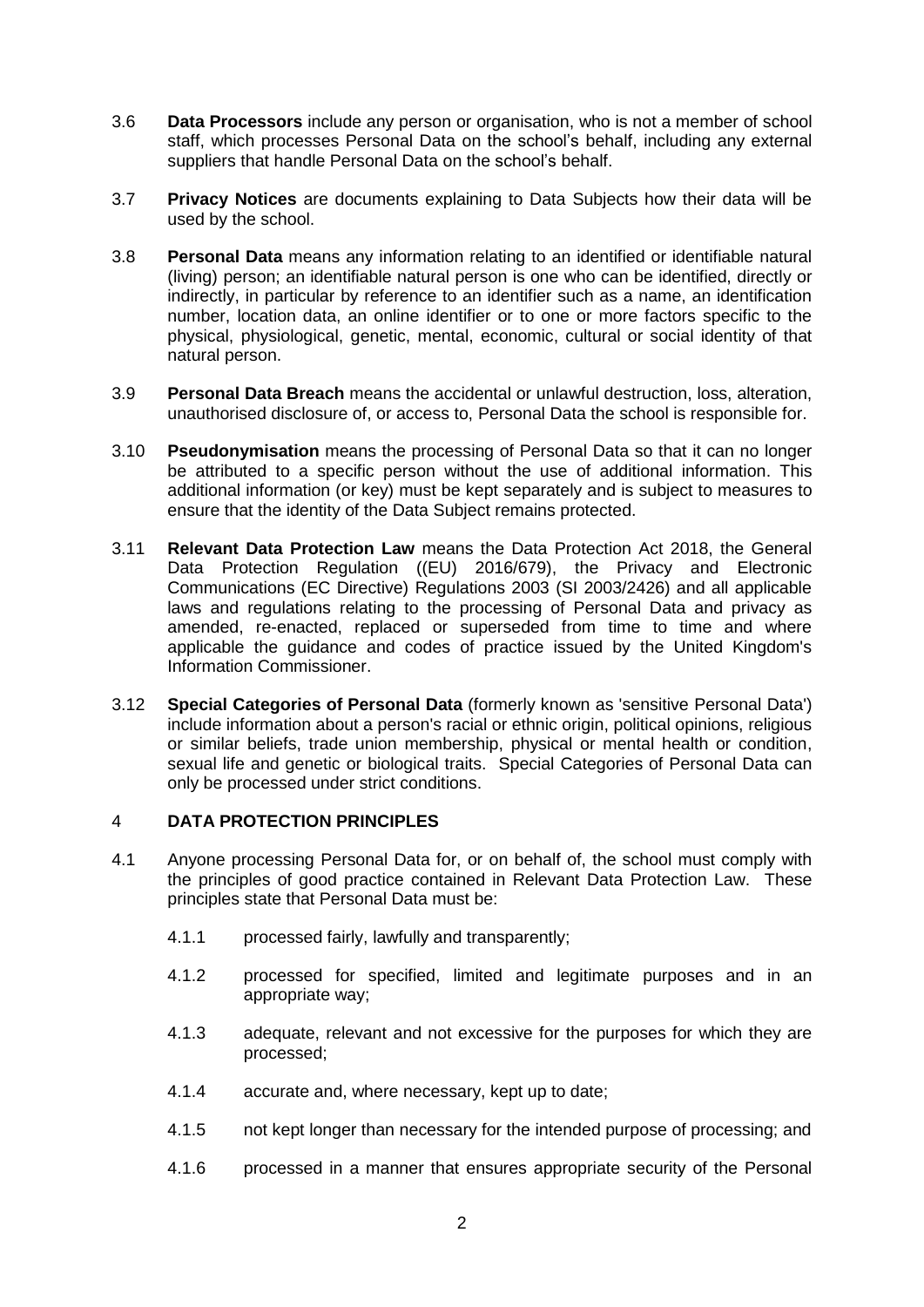3.6 **Data Processors** include any person or organisation, who is not a member of school staff, which processes Personal Data on the school's behalf, including any external suppliers that handle Personal Data on the school's behalf.

3.7 **Privacy Notices** are documents explaining to Data Subjects how their data will be used by the school.

3.8 **Personal Data** means any information relating to an identified or identifiable natural (living) person; an identifiable natural person is one who can be identified, directly or indirectly, in particular by reference to an identifier such as a name, an identification number, location data, an online identifier or to one or more factors specific to the physical, physiological, genetic, mental, economic, cultural or social identity of that natural person.

3.9 **Personal Data Breach** means the accidental or unlawful destruction, loss, alteration, unauthorised disclosure of, or access to, Personal Data the school is responsible for.

3.10 **Pseudonymisation** means the processing of Personal Data so that it can no longer be attributed to a specific person without the use of additional information. This additional information (or key) must be kept separately and is subject to measures to ensure that the identity of the Data Subject remains protected.

3.11 **Relevant Data Protection Law** means the Data Protection Act 2018, the General Data Protection Regulation ((EU) 2016/679), the Privacy and Electronic Communications (EC Directive) Regulations 2003 (SI 2003/2426) and all applicable laws and regulations relating to the processing of Personal Data and privacy as amended, re-enacted, replaced or superseded from time to time and where applicable the guidance and codes of practice issued by the United Kingdom's Information Commissioner.

3.12 **Special Categories of Personal Data** (formerly known as 'sensitive Personal Data') include information about a person's racial or ethnic origin, political opinions, religious or similar beliefs, trade union membership, physical or mental health or condition, sexual life and genetic or biological traits. Special Categories of Personal Data can only be processed under strict conditions.

## 4 DATA PROTECTION PRINCIPLES

4.1 Anyone processing Personal Data for, or on behalf of, the school must comply with the principles of good practice contained in Relevant Data Protection Law. These principles state that Personal Data must be:

4.1.1 processed fairly, lawfully and transparently;

4.1.2 processed for specified, limited and legitimate purposes and in an appropriate way;

4.1.3 adequate, relevant and not excessive for the purposes for which they are processed;

4.1.4 accurate and, where necessary, kept up to date;

4.1.5 not kept longer than necessary for the intended purpose of processing; and

4.1.6 processed in a manner that ensures appropriate security of the Personal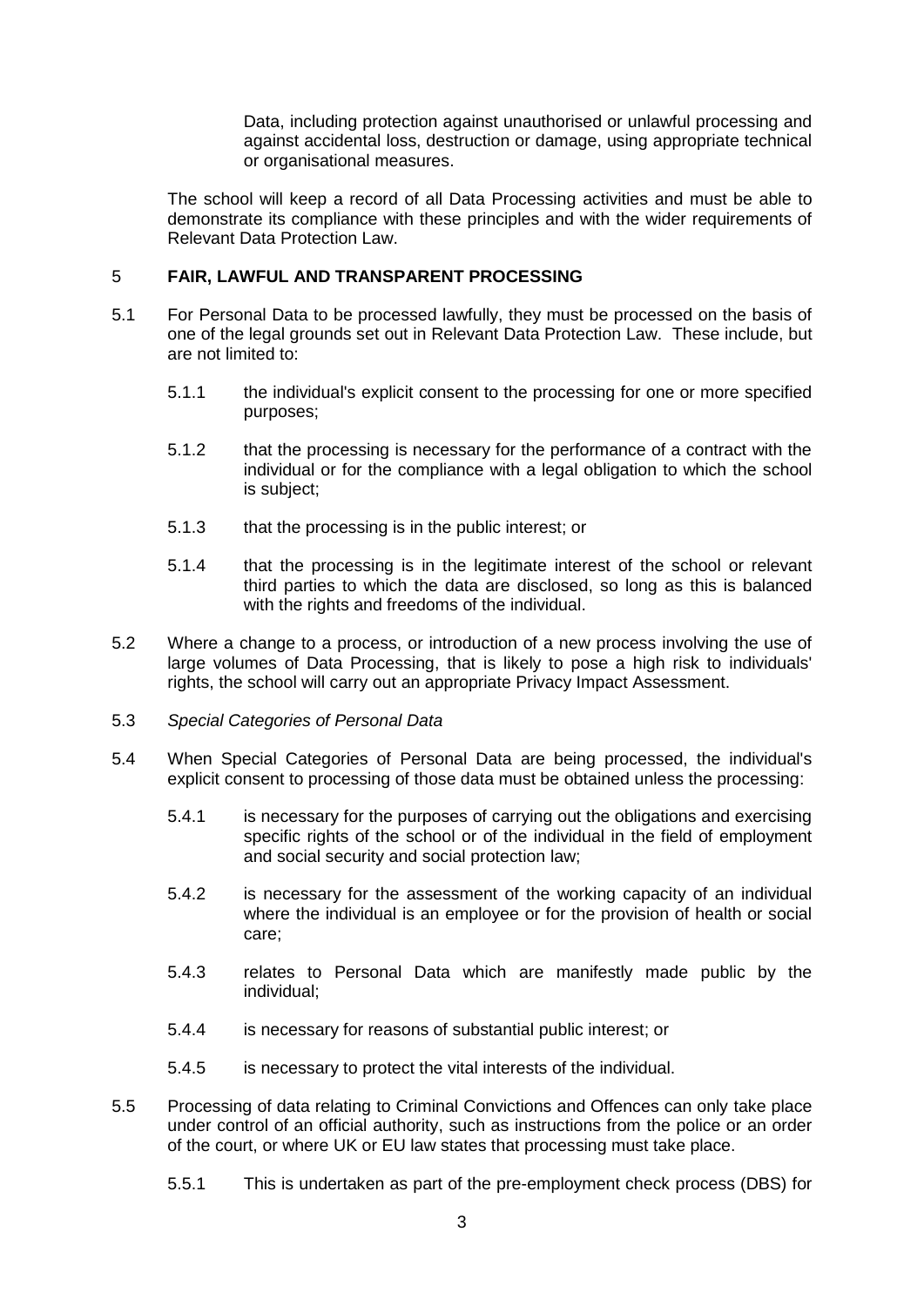Data, including protection against unauthorised or unlawful processing and against accidental loss, destruction or damage, using appropriate technical or organisational measures.

The school will keep a record of all Data Processing activities and must be able to demonstrate its compliance with these principles and with the wider requirements of Relevant Data Protection Law.

## 5 FAIR, LAWFUL AND TRANSPARENT PROCESSING

5.1 For Personal Data to be processed lawfully, they must be processed on the basis of one of the legal grounds set out in Relevant Data Protection Law. These include, but are not limited to:

5.1.1 the individual's explicit consent to the processing for one or more specified purposes;

5.1.2 that the processing is necessary for the performance of a contract with the individual or for the compliance with a legal obligation to which the school is subject;

5.1.3 that the processing is in the public interest; or

5.1.4 that the processing is in the legitimate interest of the school or relevant third parties to which the data are disclosed, so long as this is balanced with the rights and freedoms of the individual.

5.2 Where a change to a process, or introduction of a new process involving the use of large volumes of Data Processing, that is likely to pose a high risk to individuals' rights, the school will carry out an appropriate Privacy Impact Assessment.

5.3 *Special Categories of Personal Data*

5.4 When Special Categories of Personal Data are being processed, the individual's explicit consent to processing of those data must be obtained unless the processing:

5.4.1 is necessary for the purposes of carrying out the obligations and exercising specific rights of the school or of the individual in the field of employment and social security and social protection law;

5.4.2 is necessary for the assessment of the working capacity of an individual where the individual is an employee or for the provision of health or social care;

5.4.3 relates to Personal Data which are manifestly made public by the individual;

5.4.4 is necessary for reasons of substantial public interest; or

5.4.5 is necessary to protect the vital interests of the individual.

5.5 Processing of data relating to Criminal Convictions and Offences can only take place under control of an official authority, such as instructions from the police or an order of the court, or where UK or EU law states that processing must take place.

5.5.1 This is undertaken as part of the pre-employment check process (DBS) for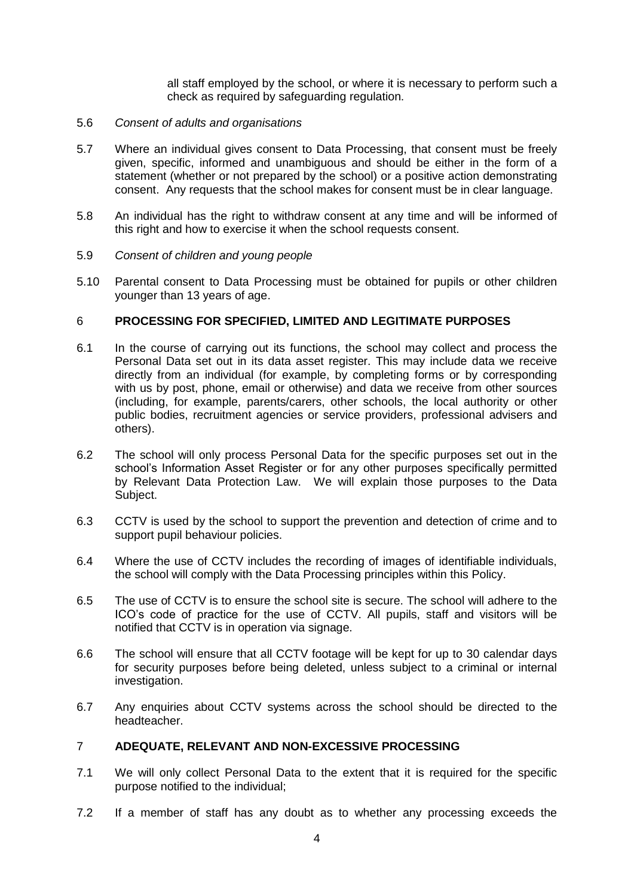all staff employed by the school, or where it is necessary to perform such a check as required by safeguarding regulation.

5.6 *Consent of adults and organisations*

5.7 Where an individual gives consent to Data Processing, that consent must be freely given, specific, informed and unambiguous and should be either in the form of a statement (whether or not prepared by the school) or a positive action demonstrating consent. Any requests that the school makes for consent must be in clear language.

5.8 An individual has the right to withdraw consent at any time and will be informed of this right and how to exercise it when the school requests consent.

5.9 *Consent of children and young people*

5.10 Parental consent to Data Processing must be obtained for pupils or other children younger than 13 years of age.

## 6 PROCESSING FOR SPECIFIED, LIMITED AND LEGITIMATE PURPOSES

6.1 In the course of carrying out its functions, the school may collect and process the Personal Data set out in its data asset register. This may include data we receive directly from an individual (for example, by completing forms or by corresponding with us by post, phone, email or otherwise) and data we receive from other sources (including, for example, parents/carers, other schools, the local authority or other public bodies, recruitment agencies or service providers, professional advisers and others).

6.2 The school will only process Personal Data for the specific purposes set out in the school's Information Asset Register or for any other purposes specifically permitted by Relevant Data Protection Law. We will explain those purposes to the Data Subject.

6.3 CCTV is used by the school to support the prevention and detection of crime and to support pupil behaviour policies.

6.4 Where the use of CCTV includes the recording of images of identifiable individuals, the school will comply with the Data Processing principles within this Policy.

6.5 The use of CCTV is to ensure the school site is secure. The school will adhere to the ICO's code of practice for the use of CCTV. All pupils, staff and visitors will be notified that CCTV is in operation via signage.

6.6 The school will ensure that all CCTV footage will be kept for up to 30 calendar days for security purposes before being deleted, unless subject to a criminal or internal investigation.

6.7 Any enquiries about CCTV systems across the school should be directed to the headteacher.

## 7 ADEQUATE, RELEVANT AND NON-EXCESSIVE PROCESSING

7.1 We will only collect Personal Data to the extent that it is required for the specific purpose notified to the individual;

7.2 If a member of staff has any doubt as to whether any processing exceeds the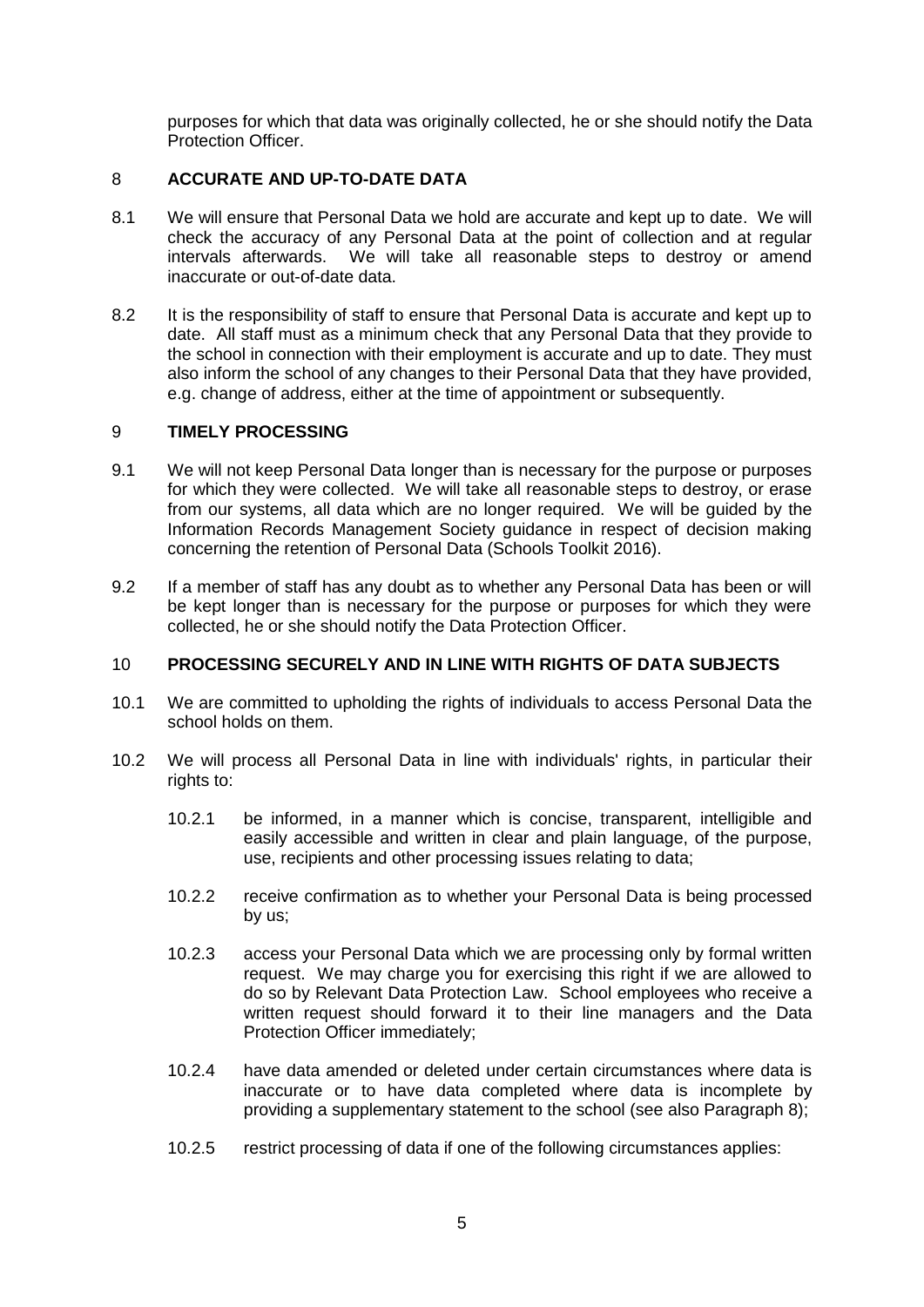purposes for which that data was originally collected, he or she should notify the Data Protection Officer.

## 8 ACCURATE AND UP-TO-DATE DATA

8.1 We will ensure that Personal Data we hold are accurate and kept up to date. We will check the accuracy of any Personal Data at the point of collection and at regular intervals afterwards. We will take all reasonable steps to destroy or amend inaccurate or out-of-date data.

8.2 It is the responsibility of staff to ensure that Personal Data is accurate and kept up to date. All staff must as a minimum check that any Personal Data that they provide to the school in connection with their employment is accurate and up to date. They must also inform the school of any changes to their Personal Data that they have provided, e.g. change of address, either at the time of appointment or subsequently.

## 9 TIMELY PROCESSING

9.1 We will not keep Personal Data longer than is necessary for the purpose or purposes for which they were collected. We will take all reasonable steps to destroy, or erase from our systems, all data which are no longer required. We will be guided by the Information Records Management Society guidance in respect of decision making concerning the retention of Personal Data (Schools Toolkit 2016).

9.2 If a member of staff has any doubt as to whether any Personal Data has been or will be kept longer than is necessary for the purpose or purposes for which they were collected, he or she should notify the Data Protection Officer.

## 10 PROCESSING SECURELY AND IN LINE WITH RIGHTS OF DATA SUBJECTS

10.1 We are committed to upholding the rights of individuals to access Personal Data the school holds on them.

10.2 We will process all Personal Data in line with individuals' rights, in particular their rights to:

10.2.1 be informed, in a manner which is concise, transparent, intelligible and easily accessible and written in clear and plain language, of the purpose, use, recipients and other processing issues relating to data;

10.2.2 receive confirmation as to whether your Personal Data is being processed by us;

10.2.3 access your Personal Data which we are processing only by formal written request. We may charge you for exercising this right if we are allowed to do so by Relevant Data Protection Law. School employees who receive a written request should forward it to their line managers and the Data Protection Officer immediately;

10.2.4 have data amended or deleted under certain circumstances where data is inaccurate or to have data completed where data is incomplete by providing a supplementary statement to the school (see also Paragraph 8);

10.2.5 restrict processing of data if one of the following circumstances applies: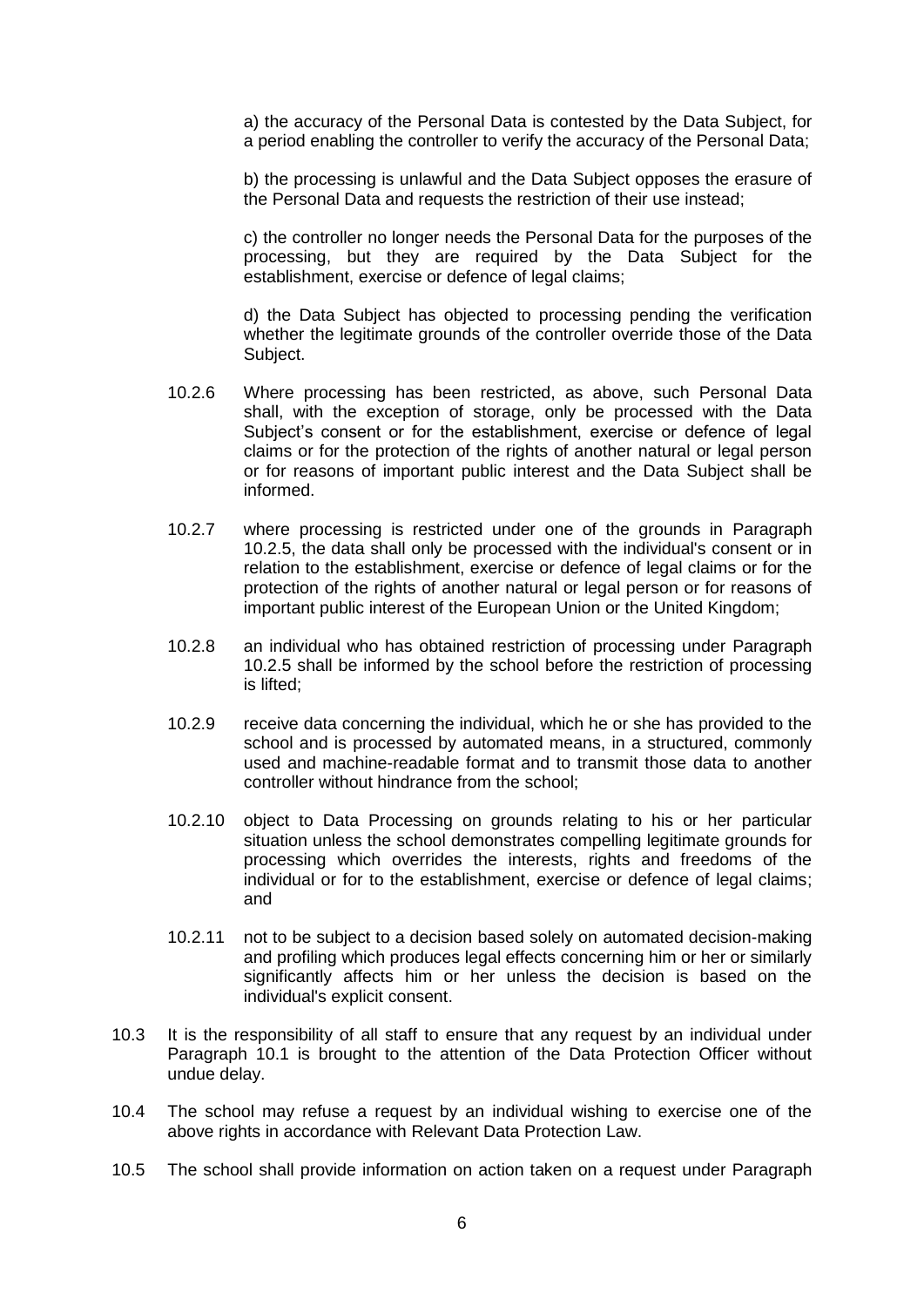a) the accuracy of the Personal Data is contested by the Data Subject, for a period enabling the controller to verify the accuracy of the Personal Data;

b) the processing is unlawful and the Data Subject opposes the erasure of the Personal Data and requests the restriction of their use instead;

c) the controller no longer needs the Personal Data for the purposes of the processing, but they are required by the Data Subject for the establishment, exercise or defence of legal claims;

d) the Data Subject has objected to processing pending the verification whether the legitimate grounds of the controller override those of the Data Subject.

10.2.6 Where processing has been restricted, as above, such Personal Data shall, with the exception of storage, only be processed with the Data Subject's consent or for the establishment, exercise or defence of legal claims or for the protection of the rights of another natural or legal person or for reasons of important public interest and the Data Subject shall be informed.

10.2.7 where processing is restricted under one of the grounds in Paragraph 10.2.5, the data shall only be processed with the individual's consent or in relation to the establishment, exercise or defence of legal claims or for the protection of the rights of another natural or legal person or for reasons of important public interest of the European Union or the United Kingdom;

10.2.8 an individual who has obtained restriction of processing under Paragraph 10.2.5 shall be informed by the school before the restriction of processing is lifted;

10.2.9 receive data concerning the individual, which he or she has provided to the school and is processed by automated means, in a structured, commonly used and machine-readable format and to transmit those data to another controller without hindrance from the school;

10.2.10 object to Data Processing on grounds relating to his or her particular situation unless the school demonstrates compelling legitimate grounds for processing which overrides the interests, rights and freedoms of the individual or for to the establishment, exercise or defence of legal claims; and

10.2.11 not to be subject to a decision based solely on automated decision-making and profiling which produces legal effects concerning him or her or similarly significantly affects him or her unless the decision is based on the individual's explicit consent.

10.3 It is the responsibility of all staff to ensure that any request by an individual under Paragraph 10.1 is brought to the attention of the Data Protection Officer without undue delay.

10.4 The school may refuse a request by an individual wishing to exercise one of the above rights in accordance with Relevant Data Protection Law.

10.5 The school shall provide information on action taken on a request under Paragraph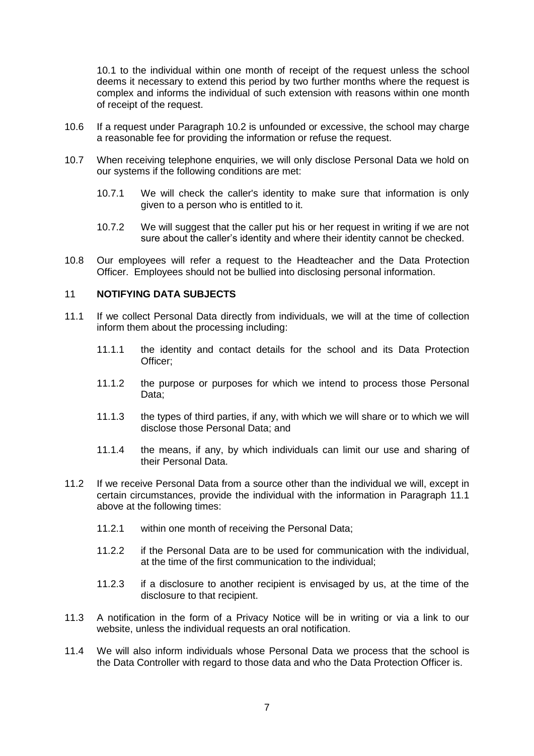10.1 to the individual within one month of receipt of the request unless the school deems it necessary to extend this period by two further months where the request is complex and informs the individual of such extension with reasons within one month of receipt of the request.

10.6 If a request under Paragraph 10.2 is unfounded or excessive, the school may charge a reasonable fee for providing the information or refuse the request.

10.7 When receiving telephone enquiries, we will only disclose Personal Data we hold on our systems if the following conditions are met:

   10.7.1 We will check the caller's identity to make sure that information is only given to a person who is entitled to it.

   10.7.2 We will suggest that the caller put his or her request in writing if we are not sure about the caller's identity and where their identity cannot be checked.

10.8 Our employees will refer a request to the Headteacher and the Data Protection Officer. Employees should not be bullied into disclosing personal information.

## 11 NOTIFYING DATA SUBJECTS

11.1 If we collect Personal Data directly from individuals, we will at the time of collection inform them about the processing including:

   11.1.1 the identity and contact details for the school and its Data Protection Officer;

   11.1.2 the purpose or purposes for which we intend to process those Personal Data;

   11.1.3 the types of third parties, if any, with which we will share or to which we will disclose those Personal Data; and

   11.1.4 the means, if any, by which individuals can limit our use and sharing of their Personal Data.

11.2 If we receive Personal Data from a source other than the individual we will, except in certain circumstances, provide the individual with the information in Paragraph 11.1 above at the following times:

   11.2.1 within one month of receiving the Personal Data;

   11.2.2 if the Personal Data are to be used for communication with the individual, at the time of the first communication to the individual;

   11.2.3 if a disclosure to another recipient is envisaged by us, at the time of the disclosure to that recipient.

11.3 A notification in the form of a Privacy Notice will be in writing or via a link to our website, unless the individual requests an oral notification.

11.4 We will also inform individuals whose Personal Data we process that the school is the Data Controller with regard to those data and who the Data Protection Officer is.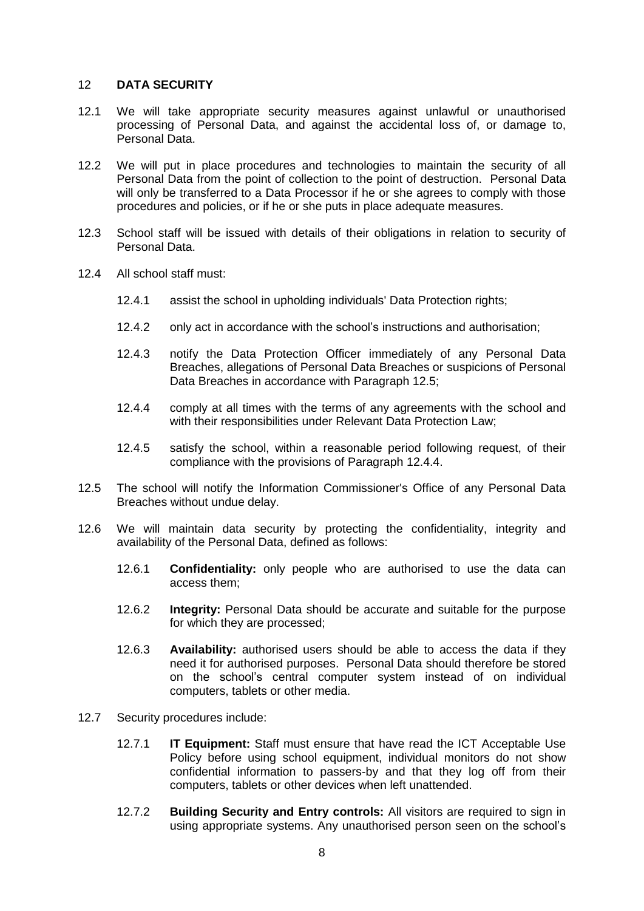## 12 DATA SECURITY

12.1 We will take appropriate security measures against unlawful or unauthorised processing of Personal Data, and against the accidental loss of, or damage to, Personal Data.

12.2 We will put in place procedures and technologies to maintain the security of all Personal Data from the point of collection to the point of destruction. Personal Data will only be transferred to a Data Processor if he or she agrees to comply with those procedures and policies, or if he or she puts in place adequate measures.

12.3 School staff will be issued with details of their obligations in relation to security of Personal Data.

12.4 All school staff must:

12.4.1 assist the school in upholding individuals' Data Protection rights;

12.4.2 only act in accordance with the school's instructions and authorisation;

12.4.3 notify the Data Protection Officer immediately of any Personal Data Breaches, allegations of Personal Data Breaches or suspicions of Personal Data Breaches in accordance with Paragraph 12.5;

12.4.4 comply at all times with the terms of any agreements with the school and with their responsibilities under Relevant Data Protection Law;

12.4.5 satisfy the school, within a reasonable period following request, of their compliance with the provisions of Paragraph 12.4.4.

12.5 The school will notify the Information Commissioner's Office of any Personal Data Breaches without undue delay.

12.6 We will maintain data security by protecting the confidentiality, integrity and availability of the Personal Data, defined as follows:

12.6.1 **Confidentiality:** only people who are authorised to use the data can access them;

12.6.2 **Integrity:** Personal Data should be accurate and suitable for the purpose for which they are processed;

12.6.3 **Availability:** authorised users should be able to access the data if they need it for authorised purposes. Personal Data should therefore be stored on the school's central computer system instead of on individual computers, tablets or other media.

12.7 Security procedures include:

12.7.1 **IT Equipment:** Staff must ensure that have read the ICT Acceptable Use Policy before using school equipment, individual monitors do not show confidential information to passers-by and that they log off from their computers, tablets or other devices when left unattended.

12.7.2 **Building Security and Entry controls:** All visitors are required to sign in using appropriate systems. Any unauthorised person seen on the school's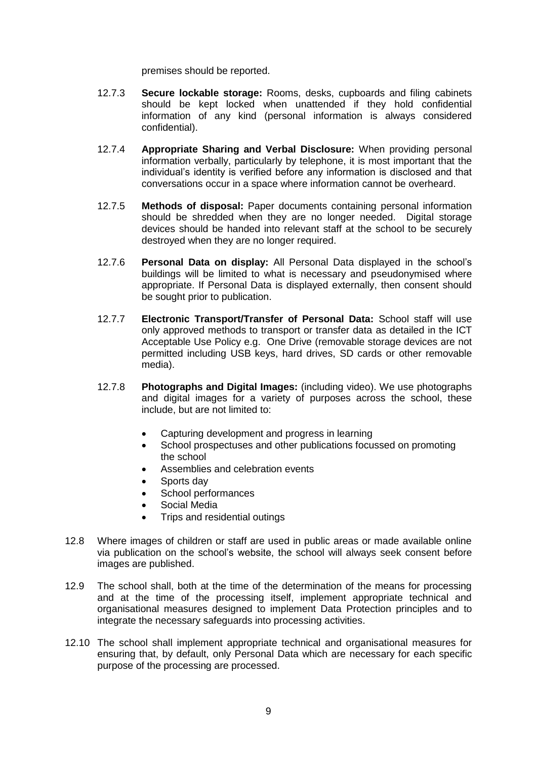premises should be reported.

12.7.3 **Secure lockable storage:** Rooms, desks, cupboards and filing cabinets should be kept locked when unattended if they hold confidential information of any kind (personal information is always considered confidential).

12.7.4 **Appropriate Sharing and Verbal Disclosure:** When providing personal information verbally, particularly by telephone, it is most important that the individual's identity is verified before any information is disclosed and that conversations occur in a space where information cannot be overheard.

12.7.5 **Methods of disposal:** Paper documents containing personal information should be shredded when they are no longer needed. Digital storage devices should be handed into relevant staff at the school to be securely destroyed when they are no longer required.

12.7.6 **Personal Data on display:** All Personal Data displayed in the school's buildings will be limited to what is necessary and pseudonymised where appropriate. If Personal Data is displayed externally, then consent should be sought prior to publication.

12.7.7 **Electronic Transport/Transfer of Personal Data:** School staff will use only approved methods to transport or transfer data as detailed in the ICT Acceptable Use Policy e.g. One Drive (removable storage devices are not permitted including USB keys, hard drives, SD cards or other removable media).

12.7.8 **Photographs and Digital Images:** (including video). We use photographs and digital images for a variety of purposes across the school, these include, but are not limited to:

- Capturing development and progress in learning
- School prospectuses and other publications focussed on promoting the school
- Assemblies and celebration events
- Sports day
- School performances
- Social Media
- Trips and residential outings

12.8 Where images of children or staff are used in public areas or made available online via publication on the school's website, the school will always seek consent before images are published.

12.9 The school shall, both at the time of the determination of the means for processing and at the time of the processing itself, implement appropriate technical and organisational measures designed to implement Data Protection principles and to integrate the necessary safeguards into processing activities.

12.10 The school shall implement appropriate technical and organisational measures for ensuring that, by default, only Personal Data which are necessary for each specific purpose of the processing are processed.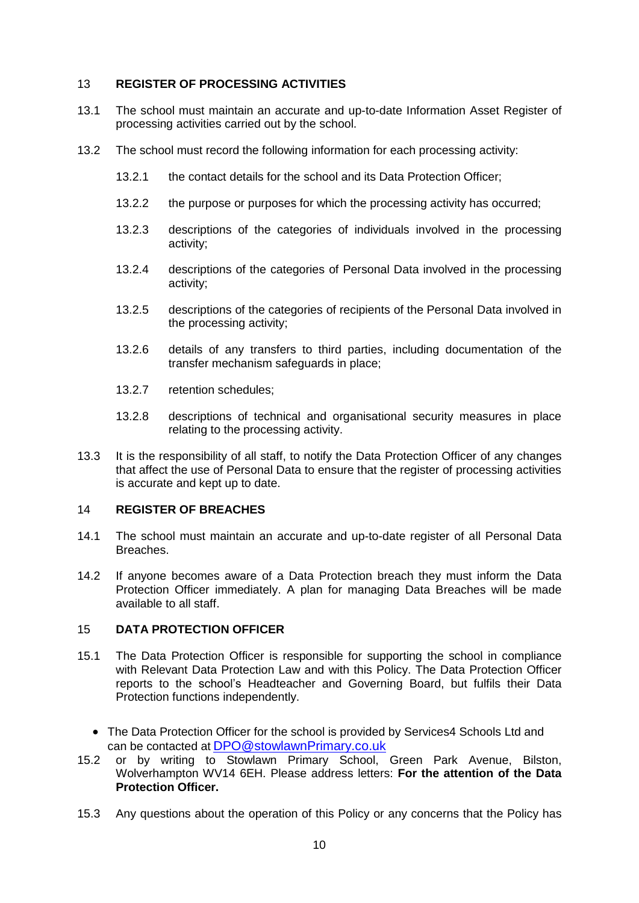## 13 REGISTER OF PROCESSING ACTIVITIES

13.1 The school must maintain an accurate and up-to-date Information Asset Register of processing activities carried out by the school.

13.2 The school must record the following information for each processing activity:

13.2.1 the contact details for the school and its Data Protection Officer;

13.2.2 the purpose or purposes for which the processing activity has occurred;

13.2.3 descriptions of the categories of individuals involved in the processing activity;

13.2.4 descriptions of the categories of Personal Data involved in the processing activity;

13.2.5 descriptions of the categories of recipients of the Personal Data involved in the processing activity;

13.2.6 details of any transfers to third parties, including documentation of the transfer mechanism safeguards in place;

13.2.7 retention schedules;

13.2.8 descriptions of technical and organisational security measures in place relating to the processing activity.

13.3 It is the responsibility of all staff, to notify the Data Protection Officer of any changes that affect the use of Personal Data to ensure that the register of processing activities is accurate and kept up to date.

## 14 REGISTER OF BREACHES

14.1 The school must maintain an accurate and up-to-date register of all Personal Data Breaches.

14.2 If anyone becomes aware of a Data Protection breach they must inform the Data Protection Officer immediately. A plan for managing Data Breaches will be made available to all staff.

## 15 DATA PROTECTION OFFICER

15.1 The Data Protection Officer is responsible for supporting the school in compliance with Relevant Data Protection Law and with this Policy. The Data Protection Officer reports to the school's Headteacher and Governing Board, but fulfils their Data Protection functions independently.

- The Data Protection Officer for the school is provided by Services4 Schools Ltd and can be contacted at DPO@stowlawnPrimary.co.uk

15.2 or by writing to Stowlawn Primary School, Green Park Avenue, Bilston, Wolverhampton WV14 6EH. Please address letters: **For the attention of the Data Protection Officer.**

15.3 Any questions about the operation of this Policy or any concerns that the Policy has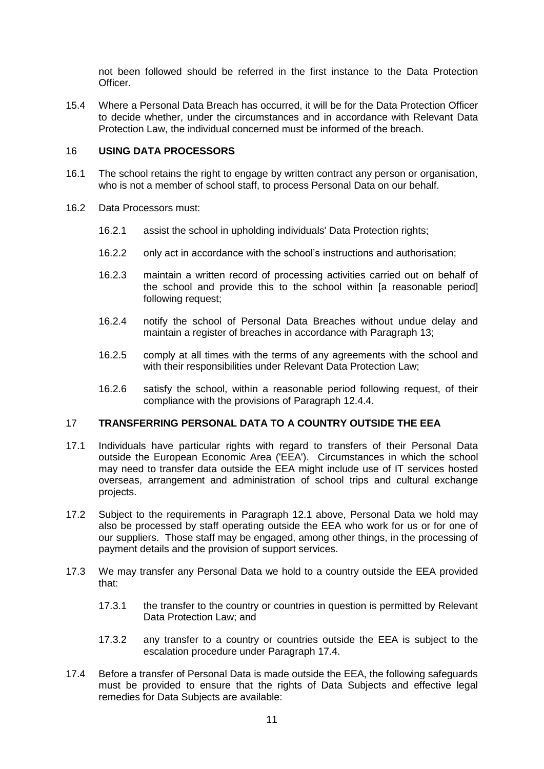not been followed should be referred in the first instance to the Data Protection Officer.

15.4 Where a Personal Data Breach has occurred, it will be for the Data Protection Officer to decide whether, under the circumstances and in accordance with Relevant Data Protection Law, the individual concerned must be informed of the breach.

## 16 USING DATA PROCESSORS

16.1 The school retains the right to engage by written contract any person or organisation, who is not a member of school staff, to process Personal Data on our behalf.

16.2 Data Processors must:

16.2.1 assist the school in upholding individuals' Data Protection rights;

16.2.2 only act in accordance with the school's instructions and authorisation;

16.2.3 maintain a written record of processing activities carried out on behalf of the school and provide this to the school within [a reasonable period] following request;

16.2.4 notify the school of Personal Data Breaches without undue delay and maintain a register of breaches in accordance with Paragraph 13;

16.2.5 comply at all times with the terms of any agreements with the school and with their responsibilities under Relevant Data Protection Law;

16.2.6 satisfy the school, within a reasonable period following request, of their compliance with the provisions of Paragraph 12.4.4.

## 17 TRANSFERRING PERSONAL DATA TO A COUNTRY OUTSIDE THE EEA

17.1 Individuals have particular rights with regard to transfers of their Personal Data outside the European Economic Area ('EEA'). Circumstances in which the school may need to transfer data outside the EEA might include use of IT services hosted overseas, arrangement and administration of school trips and cultural exchange projects.

17.2 Subject to the requirements in Paragraph 12.1 above, Personal Data we hold may also be processed by staff operating outside the EEA who work for us or for one of our suppliers. Those staff may be engaged, among other things, in the processing of payment details and the provision of support services.

17.3 We may transfer any Personal Data we hold to a country outside the EEA provided that:

17.3.1 the transfer to the country or countries in question is permitted by Relevant Data Protection Law; and

17.3.2 any transfer to a country or countries outside the EEA is subject to the escalation procedure under Paragraph 17.4.

17.4 Before a transfer of Personal Data is made outside the EEA, the following safeguards must be provided to ensure that the rights of Data Subjects and effective legal remedies for Data Subjects are available: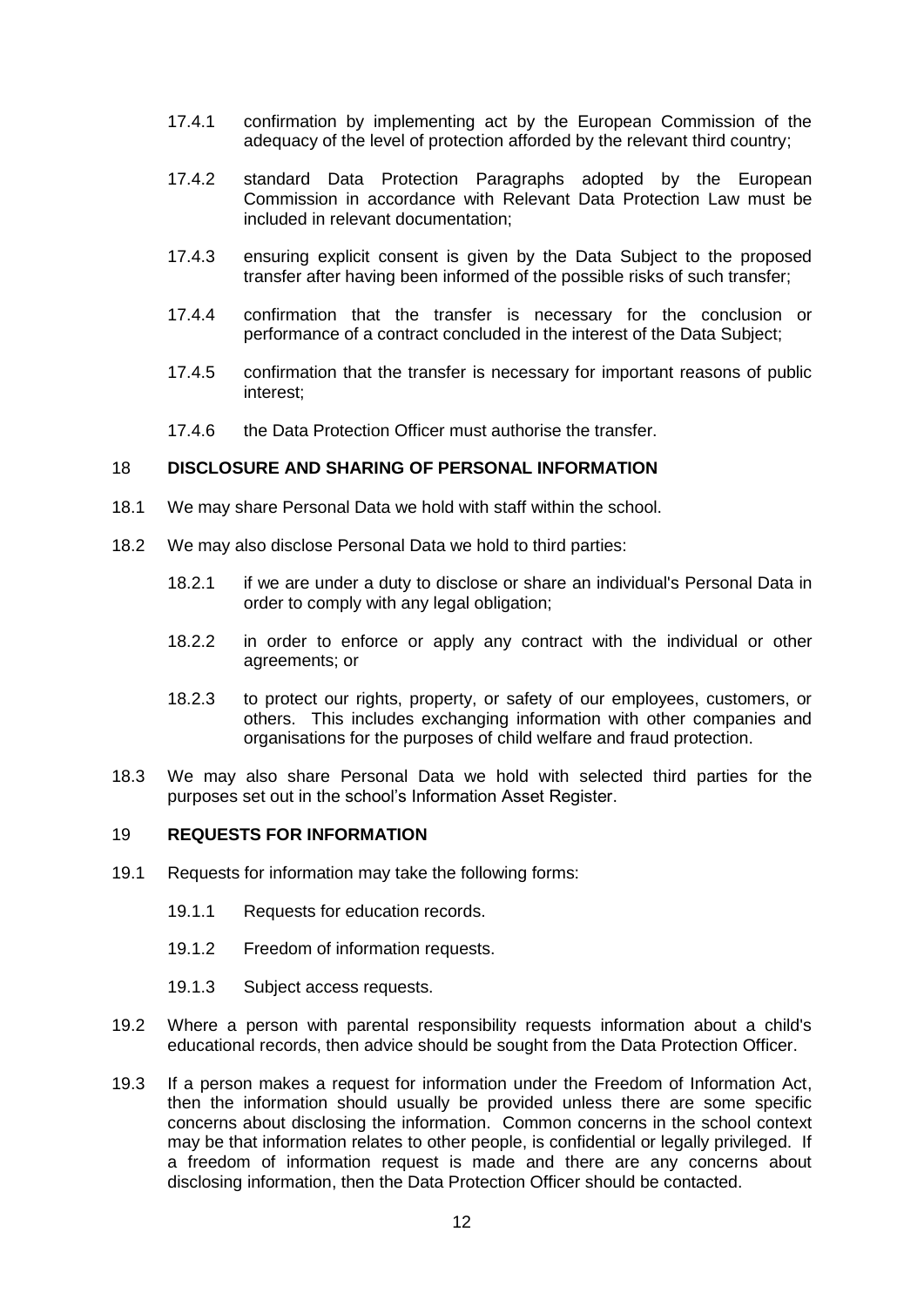17.4.1 confirmation by implementing act by the European Commission of the adequacy of the level of protection afforded by the relevant third country;

17.4.2 standard Data Protection Paragraphs adopted by the European Commission in accordance with Relevant Data Protection Law must be included in relevant documentation;

17.4.3 ensuring explicit consent is given by the Data Subject to the proposed transfer after having been informed of the possible risks of such transfer;

17.4.4 confirmation that the transfer is necessary for the conclusion or performance of a contract concluded in the interest of the Data Subject;

17.4.5 confirmation that the transfer is necessary for important reasons of public interest;

17.4.6 the Data Protection Officer must authorise the transfer.

## 18 DISCLOSURE AND SHARING OF PERSONAL INFORMATION

18.1 We may share Personal Data we hold with staff within the school.

18.2 We may also disclose Personal Data we hold to third parties:

18.2.1 if we are under a duty to disclose or share an individual's Personal Data in order to comply with any legal obligation;

18.2.2 in order to enforce or apply any contract with the individual or other agreements; or

18.2.3 to protect our rights, property, or safety of our employees, customers, or others. This includes exchanging information with other companies and organisations for the purposes of child welfare and fraud protection.

18.3 We may also share Personal Data we hold with selected third parties for the purposes set out in the school's Information Asset Register.

## 19 REQUESTS FOR INFORMATION

19.1 Requests for information may take the following forms:

19.1.1 Requests for education records.

19.1.2 Freedom of information requests.

19.1.3 Subject access requests.

19.2 Where a person with parental responsibility requests information about a child's educational records, then advice should be sought from the Data Protection Officer.

19.3 If a person makes a request for information under the Freedom of Information Act, then the information should usually be provided unless there are some specific concerns about disclosing the information. Common concerns in the school context may be that information relates to other people, is confidential or legally privileged. If a freedom of information request is made and there are any concerns about disclosing information, then the Data Protection Officer should be contacted.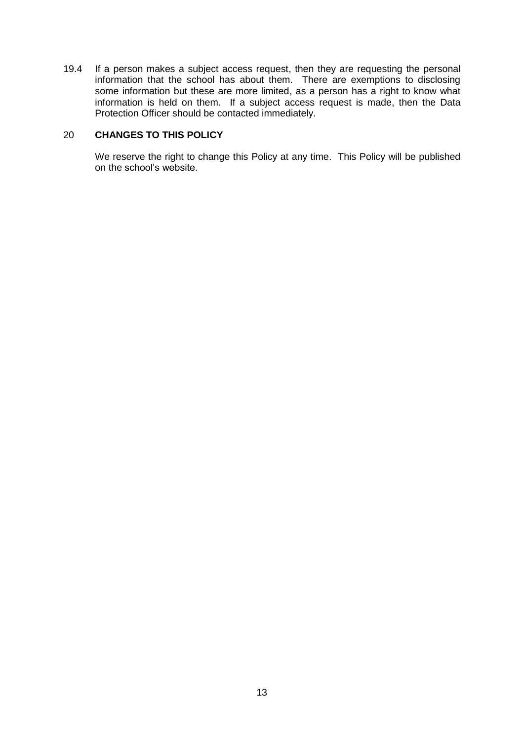19.4 If a person makes a subject access request, then they are requesting the personal information that the school has about them. There are exemptions to disclosing some information but these are more limited, as a person has a right to know what information is held on them. If a subject access request is made, then the Data Protection Officer should be contacted immediately.

## 20 CHANGES TO THIS POLICY

We reserve the right to change this Policy at any time. This Policy will be published on the school's website.